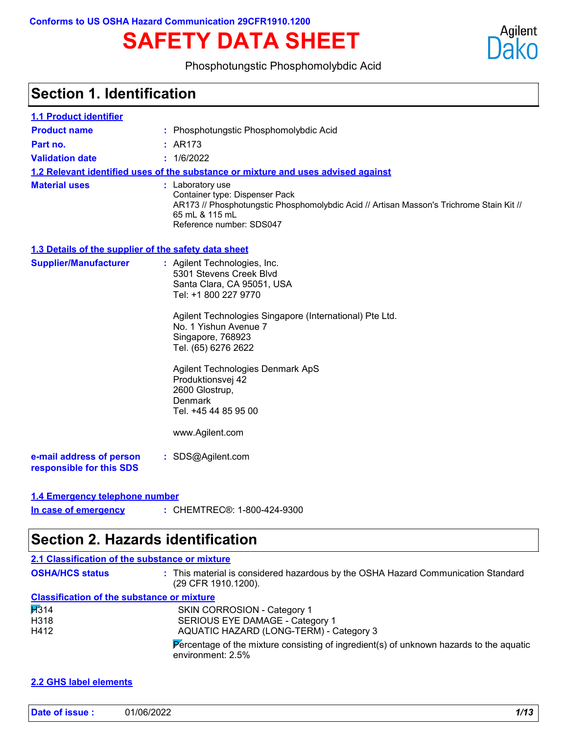Conforms to US OSHA Hazard Communication 29CFR1910.1200

# SAFETY DATA SHEET

Agilent Dako

Phosphotungstic Phosphomolybdic Acid

## Section 1. Identification

**1.1 Product identifier**

**Product name** : Phosphotungstic Phosphomolybdic Acid

**Part no.** : AR173

**Validation date** : 1/6/2022

**1.2 Relevant identified uses of the substance or mixture and uses advised against**

**Material uses** : Laboratory use
Container type: Dispenser Pack
AR173 // Phosphotungstic Phosphomolybdic Acid // Artisan Masson's Trichrome Stain Kit // 65 mL & 115 mL
Reference number: SDS047

**1.3 Details of the supplier of the safety data sheet**

**Supplier/Manufacturer** : Agilent Technologies, Inc.
5301 Stevens Creek Blvd
Santa Clara, CA 95051, USA
Tel: +1 800 227 9770

Agilent Technologies Singapore (International) Pte Ltd.
No. 1 Yishun Avenue 7
Singapore, 768923
Tel. (65) 6276 2622

Agilent Technologies Denmark ApS
Produktionsvej 42
2600 Glostrup,
Denmark
Tel. +45 44 85 95 00

www.Agilent.com

**e-mail address of person responsible for this SDS** : SDS@Agilent.com

**1.4 Emergency telephone number**

**In case of emergency** : CHEMTREC®: 1-800-424-9300

## Section 2. Hazards identification

**2.1 Classification of the substance or mixture**

**OSHA/HCS status** : This material is considered hazardous by the OSHA Hazard Communication Standard (29 CFR 1910.1200).

**Classification of the substance or mixture**

| | |
|---|---|
| H314 | SKIN CORROSION - Category 1 |
| H318 | SERIOUS EYE DAMAGE - Category 1 |
| H412 | AQUATIC HAZARD (LONG-TERM) - Category 3 |

Percentage of the mixture consisting of ingredient(s) of unknown hazards to the aquatic environment: 2.5%

**2.2 GHS label elements**

**Date of issue :** 01/06/2022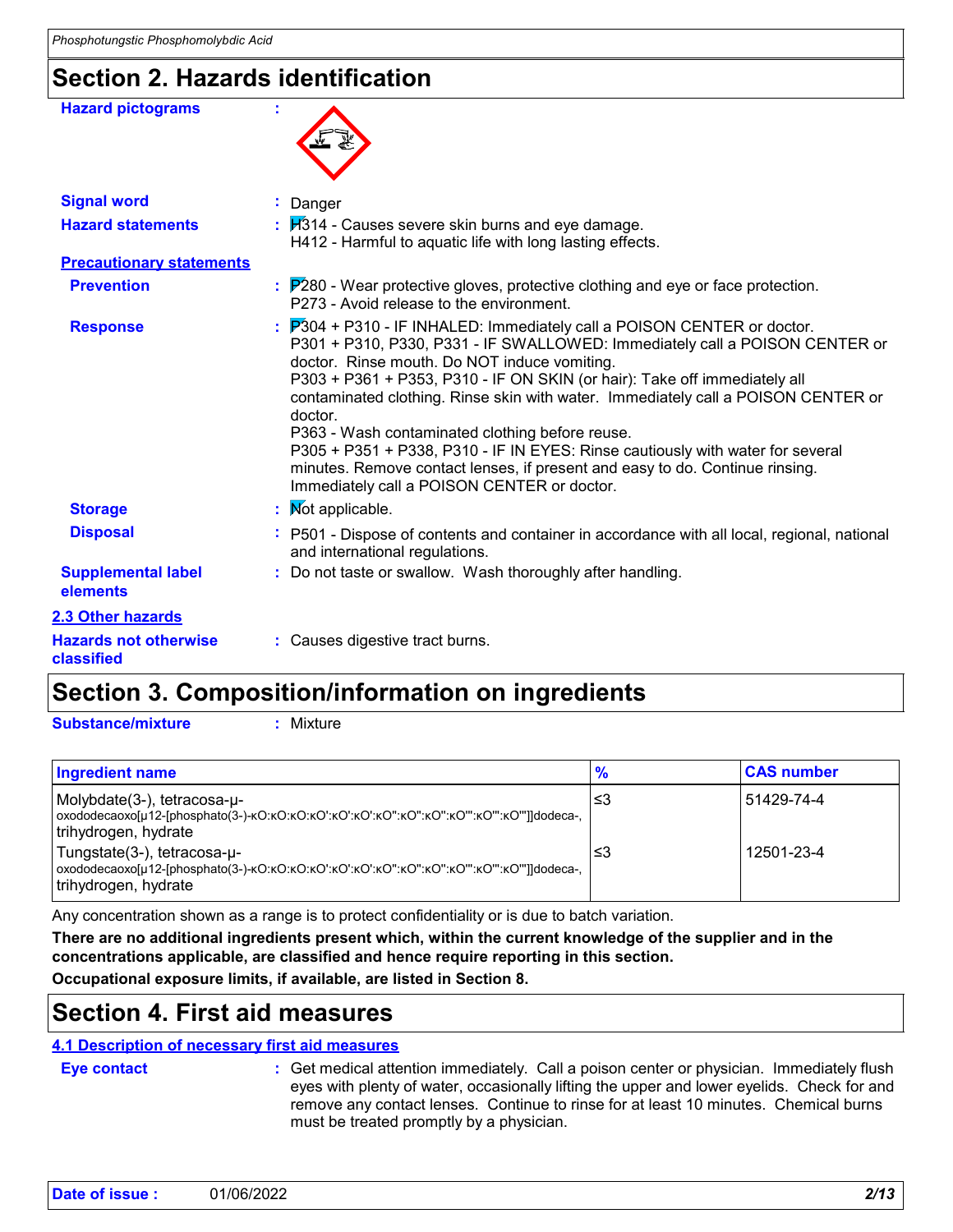# Section 2. Hazards identification

**Hazard pictograms** :

**Signal word** : Danger

**Hazard statements** : H314 - Causes severe skin burns and eye damage.
H412 - Harmful to aquatic life with long lasting effects.

**Precautionary statements**

**Prevention** : P280 - Wear protective gloves, protective clothing and eye or face protection.
P273 - Avoid release to the environment.

**Response** : P304 + P310 - IF INHALED: Immediately call a POISON CENTER or doctor.
P301 + P310, P330, P331 - IF SWALLOWED: Immediately call a POISON CENTER or doctor. Rinse mouth. Do NOT induce vomiting.
P303 + P361 + P353, P310 - IF ON SKIN (or hair): Take off immediately all contaminated clothing. Rinse skin with water. Immediately call a POISON CENTER or doctor.
P363 - Wash contaminated clothing before reuse.
P305 + P351 + P338, P310 - IF IN EYES: Rinse cautiously with water for several minutes. Remove contact lenses, if present and easy to do. Continue rinsing. Immediately call a POISON CENTER or doctor.

**Storage** : Not applicable.

**Disposal** : P501 - Dispose of contents and container in accordance with all local, regional, national and international regulations.

**Supplemental label elements** : Do not taste or swallow. Wash thoroughly after handling.

**2.3 Other hazards**

**Hazards not otherwise classified** : Causes digestive tract burns.

# Section 3. Composition/information on ingredients

**Substance/mixture** : Mixture

| Ingredient name | % | CAS number |
|---|---|---|
| Molybdate(3-), tetracosa-μ-oxododecaoxo[μ12-[phosphato(3-)-κO:κO:κO:κO':κO':κO':κO'':κO'':κO'':κO''':κO''':κO''']]dodeca-, trihydrogen, hydrate | ≤3 | 51429-74-4 |
| Tungstate(3-), tetracosa-μ-oxododecaoxo[μ12-[phosphato(3-)-κO:κO:κO:κO':κO':κO':κO'':κO'':κO'':κO''':κO''':κO''']]dodeca-, trihydrogen, hydrate | ≤3 | 12501-23-4 |

Any concentration shown as a range is to protect confidentiality or is due to batch variation.

**There are no additional ingredients present which, within the current knowledge of the supplier and in the concentrations applicable, are classified and hence require reporting in this section.**

**Occupational exposure limits, if available, are listed in Section 8.**

# Section 4. First aid measures

**4.1 Description of necessary first aid measures**

**Eye contact** : Get medical attention immediately. Call a poison center or physician. Immediately flush eyes with plenty of water, occasionally lifting the upper and lower eyelids. Check for and remove any contact lenses. Continue to rinse for at least 10 minutes. Chemical burns must be treated promptly by a physician.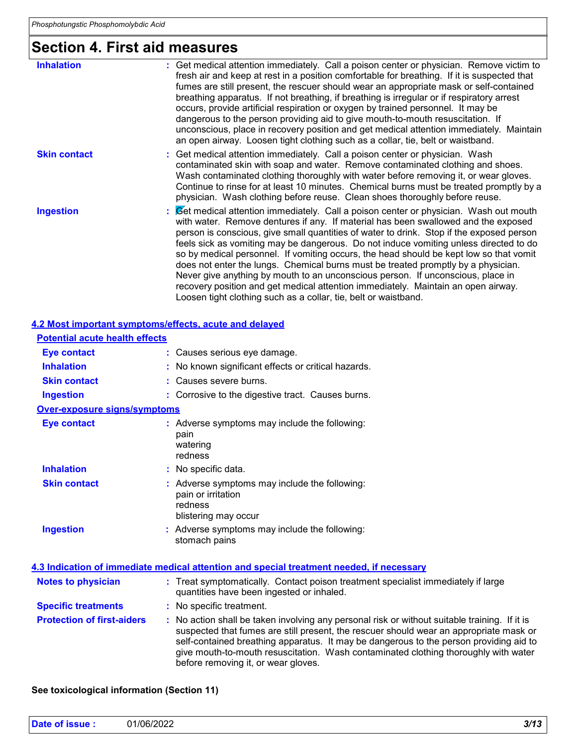# Section 4. First aid measures

**Inhalation** : Get medical attention immediately. Call a poison center or physician. Remove victim to fresh air and keep at rest in a position comfortable for breathing. If it is suspected that fumes are still present, the rescuer should wear an appropriate mask or self-contained breathing apparatus. If not breathing, if breathing is irregular or if respiratory arrest occurs, provide artificial respiration or oxygen by trained personnel. It may be dangerous to the person providing aid to give mouth-to-mouth resuscitation. If unconscious, place in recovery position and get medical attention immediately. Maintain an open airway. Loosen tight clothing such as a collar, tie, belt or waistband.

**Skin contact** : Get medical attention immediately. Call a poison center or physician. Wash contaminated skin with soap and water. Remove contaminated clothing and shoes. Wash contaminated clothing thoroughly with water before removing it, or wear gloves. Continue to rinse for at least 10 minutes. Chemical burns must be treated promptly by a physician. Wash clothing before reuse. Clean shoes thoroughly before reuse.

**Ingestion** : Get medical attention immediately. Call a poison center or physician. Wash out mouth with water. Remove dentures if any. If material has been swallowed and the exposed person is conscious, give small quantities of water to drink. Stop if the exposed person feels sick as vomiting may be dangerous. Do not induce vomiting unless directed to do so by medical personnel. If vomiting occurs, the head should be kept low so that vomit does not enter the lungs. Chemical burns must be treated promptly by a physician. Never give anything by mouth to an unconscious person. If unconscious, place in recovery position and get medical attention immediately. Maintain an open airway. Loosen tight clothing such as a collar, tie, belt or waistband.

## 4.2 Most important symptoms/effects, acute and delayed

### Potential acute health effects

**Eye contact** : Causes serious eye damage.

**Inhalation** : No known significant effects or critical hazards.

**Skin contact** : Causes severe burns.

**Ingestion** : Corrosive to the digestive tract. Causes burns.

### Over-exposure signs/symptoms

**Eye contact** : Adverse symptoms may include the following:
pain
watering
redness

**Inhalation** : No specific data.

**Skin contact** : Adverse symptoms may include the following:
pain or irritation
redness
blistering may occur

**Ingestion** : Adverse symptoms may include the following:
stomach pains

## 4.3 Indication of immediate medical attention and special treatment needed, if necessary

**Notes to physician** : Treat symptomatically. Contact poison treatment specialist immediately if large quantities have been ingested or inhaled.

**Specific treatments** : No specific treatment.

**Protection of first-aiders** : No action shall be taken involving any personal risk or without suitable training. If it is suspected that fumes are still present, the rescuer should wear an appropriate mask or self-contained breathing apparatus. It may be dangerous to the person providing aid to give mouth-to-mouth resuscitation. Wash contaminated clothing thoroughly with water before removing it, or wear gloves.

**See toxicological information (Section 11)**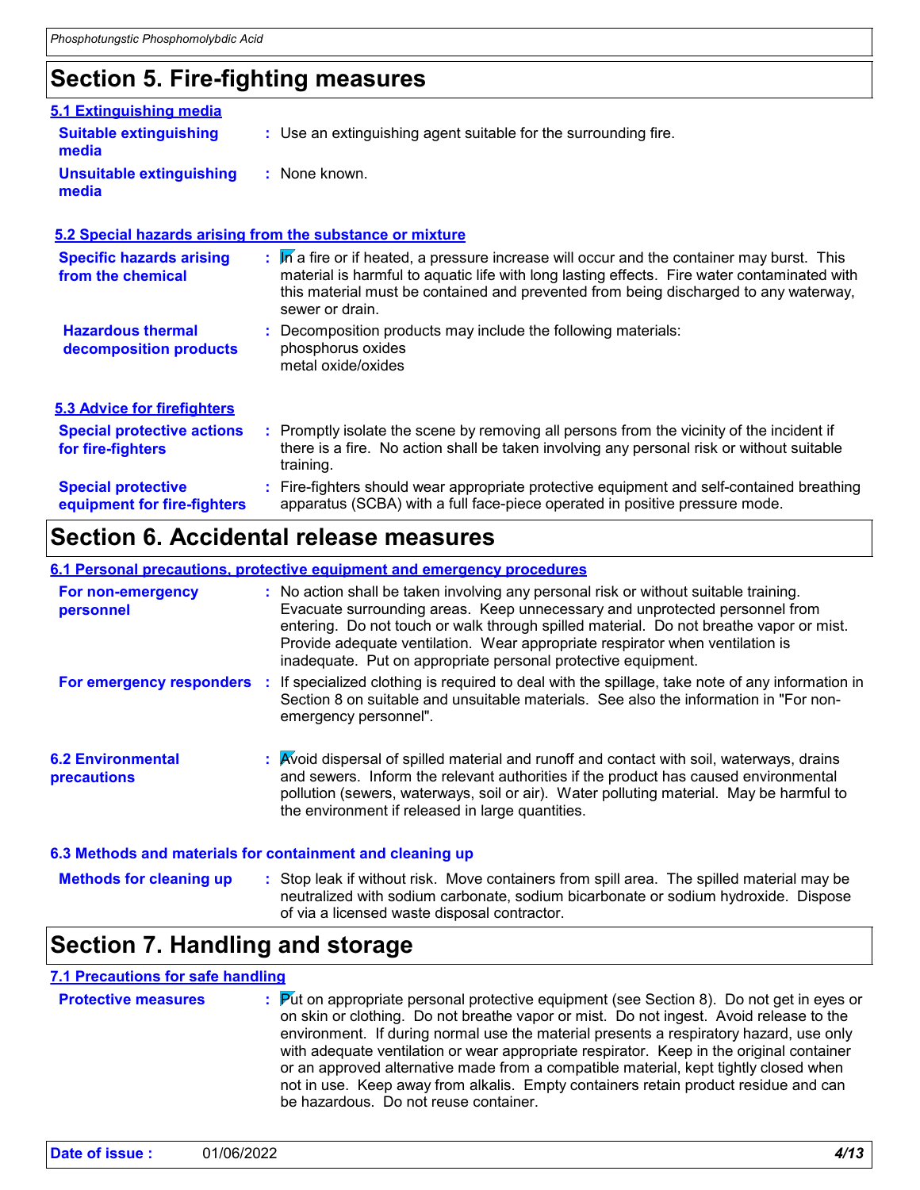# Section 5. Fire-fighting measures

## 5.1 Extinguishing media

**Suitable extinguishing media** : Use an extinguishing agent suitable for the surrounding fire.

**Unsuitable extinguishing media** : None known.

## 5.2 Special hazards arising from the substance or mixture

**Specific hazards arising from the chemical** : In a fire or if heated, a pressure increase will occur and the container may burst. This material is harmful to aquatic life with long lasting effects. Fire water contaminated with this material must be contained and prevented from being discharged to any waterway, sewer or drain.

**Hazardous thermal decomposition products** : Decomposition products may include the following materials:
phosphorus oxides
metal oxide/oxides

## 5.3 Advice for firefighters

**Special protective actions for fire-fighters** : Promptly isolate the scene by removing all persons from the vicinity of the incident if there is a fire. No action shall be taken involving any personal risk or without suitable training.

**Special protective equipment for fire-fighters** : Fire-fighters should wear appropriate protective equipment and self-contained breathing apparatus (SCBA) with a full face-piece operated in positive pressure mode.

# Section 6. Accidental release measures

## 6.1 Personal precautions, protective equipment and emergency procedures

**For non-emergency personnel** : No action shall be taken involving any personal risk or without suitable training. Evacuate surrounding areas. Keep unnecessary and unprotected personnel from entering. Do not touch or walk through spilled material. Do not breathe vapor or mist. Provide adequate ventilation. Wear appropriate respirator when ventilation is inadequate. Put on appropriate personal protective equipment.

**For emergency responders** : If specialized clothing is required to deal with the spillage, take note of any information in Section 8 on suitable and unsuitable materials. See also the information in "For non-emergency personnel".

## 6.2 Environmental precautions

: Avoid dispersal of spilled material and runoff and contact with soil, waterways, drains and sewers. Inform the relevant authorities if the product has caused environmental pollution (sewers, waterways, soil or air). Water polluting material. May be harmful to the environment if released in large quantities.

## 6.3 Methods and materials for containment and cleaning up

**Methods for cleaning up** : Stop leak if without risk. Move containers from spill area. The spilled material may be neutralized with sodium carbonate, sodium bicarbonate or sodium hydroxide. Dispose of via a licensed waste disposal contractor.

# Section 7. Handling and storage

## 7.1 Precautions for safe handling

**Protective measures** : Put on appropriate personal protective equipment (see Section 8). Do not get in eyes or on skin or clothing. Do not breathe vapor or mist. Do not ingest. Avoid release to the environment. If during normal use the material presents a respiratory hazard, use only with adequate ventilation or wear appropriate respirator. Keep in the original container or an approved alternative made from a compatible material, kept tightly closed when not in use. Keep away from alkalis. Empty containers retain product residue and can be hazardous. Do not reuse container.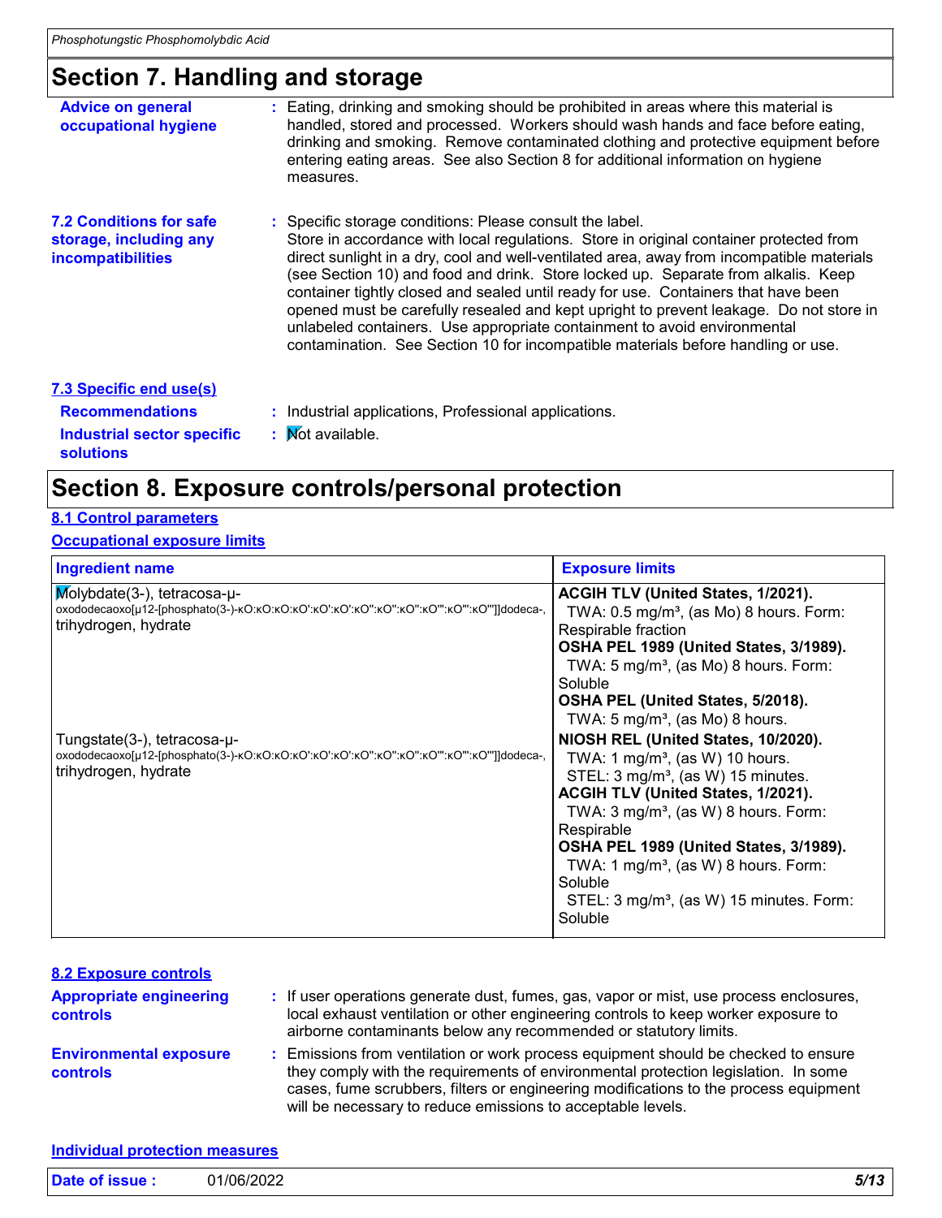## Section 7. Handling and storage

**Advice on general occupational hygiene** : Eating, drinking and smoking should be prohibited in areas where this material is handled, stored and processed. Workers should wash hands and face before eating, drinking and smoking. Remove contaminated clothing and protective equipment before entering eating areas. See also Section 8 for additional information on hygiene measures.

**7.2 Conditions for safe storage, including any incompatibilities** : Specific storage conditions: Please consult the label.
Store in accordance with local regulations. Store in original container protected from direct sunlight in a dry, cool and well-ventilated area, away from incompatible materials (see Section 10) and food and drink. Store locked up. Separate from alkalis. Keep container tightly closed and sealed until ready for use. Containers that have been opened must be carefully resealed and kept upright to prevent leakage. Do not store in unlabeled containers. Use appropriate containment to avoid environmental contamination. See Section 10 for incompatible materials before handling or use.

**7.3 Specific end use(s)**

**Recommendations** : Industrial applications, Professional applications.

**Industrial sector specific solutions** : Not available.

## Section 8. Exposure controls/personal protection

**8.1 Control parameters**

**Occupational exposure limits**

| Ingredient name | Exposure limits |
|---|---|
| Molybdate(3-), tetracosa-μ-oxododecaoxo[μ12-[phosphato(3-)-κO:κO:κO:κO':κO':κO':κO'':κO'':κO'':κO''':κO''':κO''']]dodeca-, trihydrogen, hydrate | **ACGIH TLV (United States, 1/2021).**<br>TWA: 0.5 mg/m³, (as Mo) 8 hours. Form: Respirable fraction<br>**OSHA PEL 1989 (United States, 3/1989).**<br>TWA: 5 mg/m³, (as Mo) 8 hours. Form: Soluble<br>**OSHA PEL (United States, 5/2018).**<br>TWA: 5 mg/m³, (as Mo) 8 hours. |
| Tungstate(3-), tetracosa-μ-oxododecaoxo[μ12-[phosphato(3-)-κO:κO:κO:κO':κO':κO':κO'':κO'':κO'':κO''':κO''':κO''']]dodeca-, trihydrogen, hydrate | **NIOSH REL (United States, 10/2020).**<br>TWA: 1 mg/m³, (as W) 10 hours.<br>STEL: 3 mg/m³, (as W) 15 minutes.<br>**ACGIH TLV (United States, 1/2021).**<br>TWA: 3 mg/m³, (as W) 8 hours. Form: Respirable<br>**OSHA PEL 1989 (United States, 3/1989).**<br>TWA: 1 mg/m³, (as W) 8 hours. Form: Soluble<br>STEL: 3 mg/m³, (as W) 15 minutes. Form: Soluble |

**8.2 Exposure controls**

**Appropriate engineering controls** : If user operations generate dust, fumes, gas, vapor or mist, use process enclosures, local exhaust ventilation or other engineering controls to keep worker exposure to airborne contaminants below any recommended or statutory limits.

**Environmental exposure controls** : Emissions from ventilation or work process equipment should be checked to ensure they comply with the requirements of environmental protection legislation. In some cases, fume scrubbers, filters or engineering modifications to the process equipment will be necessary to reduce emissions to acceptable levels.

**Individual protection measures**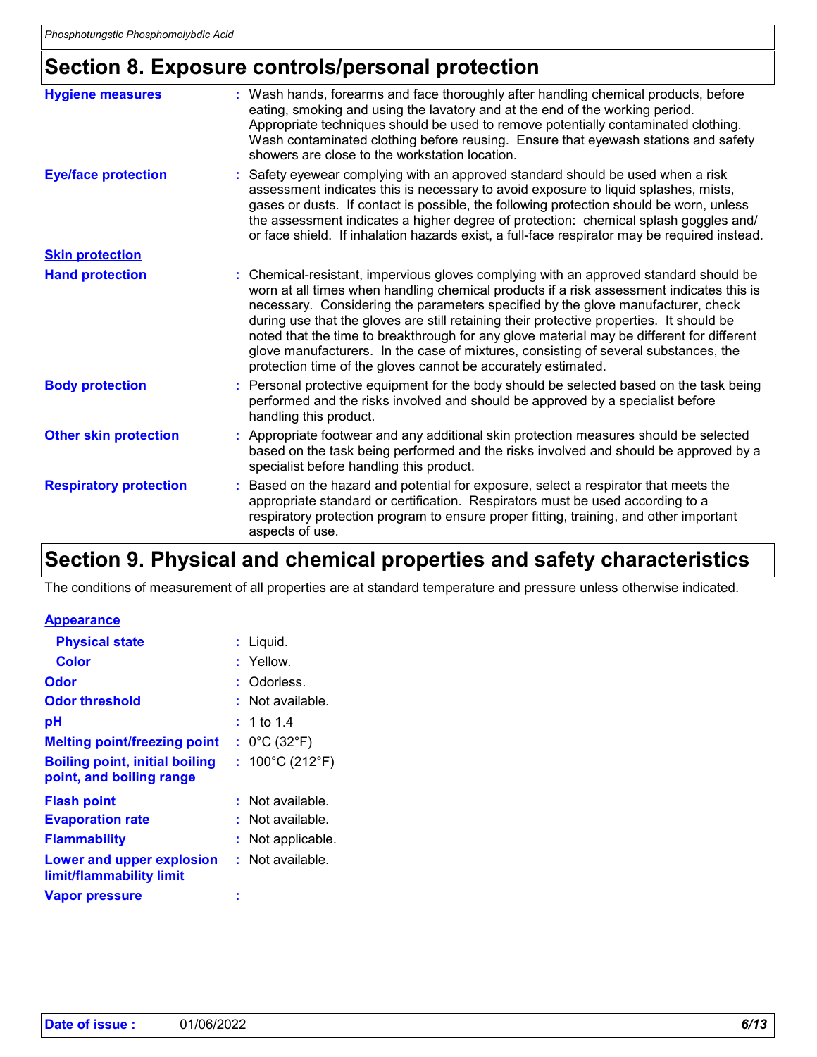## Section 8. Exposure controls/personal protection

**Hygiene measures** : Wash hands, forearms and face thoroughly after handling chemical products, before eating, smoking and using the lavatory and at the end of the working period. Appropriate techniques should be used to remove potentially contaminated clothing. Wash contaminated clothing before reusing. Ensure that eyewash stations and safety showers are close to the workstation location.

**Eye/face protection** : Safety eyewear complying with an approved standard should be used when a risk assessment indicates this is necessary to avoid exposure to liquid splashes, mists, gases or dusts. If contact is possible, the following protection should be worn, unless the assessment indicates a higher degree of protection: chemical splash goggles and/ or face shield. If inhalation hazards exist, a full-face respirator may be required instead.

**Skin protection**

**Hand protection** : Chemical-resistant, impervious gloves complying with an approved standard should be worn at all times when handling chemical products if a risk assessment indicates this is necessary. Considering the parameters specified by the glove manufacturer, check during use that the gloves are still retaining their protective properties. It should be noted that the time to breakthrough for any glove material may be different for different glove manufacturers. In the case of mixtures, consisting of several substances, the protection time of the gloves cannot be accurately estimated.

**Body protection** : Personal protective equipment for the body should be selected based on the task being performed and the risks involved and should be approved by a specialist before handling this product.

**Other skin protection** : Appropriate footwear and any additional skin protection measures should be selected based on the task being performed and the risks involved and should be approved by a specialist before handling this product.

**Respiratory protection** : Based on the hazard and potential for exposure, select a respirator that meets the appropriate standard or certification. Respirators must be used according to a respiratory protection program to ensure proper fitting, training, and other important aspects of use.

## Section 9. Physical and chemical properties and safety characteristics

The conditions of measurement of all properties are at standard temperature and pressure unless otherwise indicated.

**Appearance**

**Physical state** : Liquid.

**Color** : Yellow.

**Odor** : Odorless.

**Odor threshold** : Not available.

**pH** : 1 to 1.4

**Melting point/freezing point** : 0°C (32°F)

**Boiling point, initial boiling point, and boiling range** : 100°C (212°F)

**Flash point** : Not available.

**Evaporation rate** : Not available.

**Flammability** : Not applicable.

**Lower and upper explosion limit/flammability limit** : Not available.

**Vapor pressure** :

**Date of issue :** 01/06/2022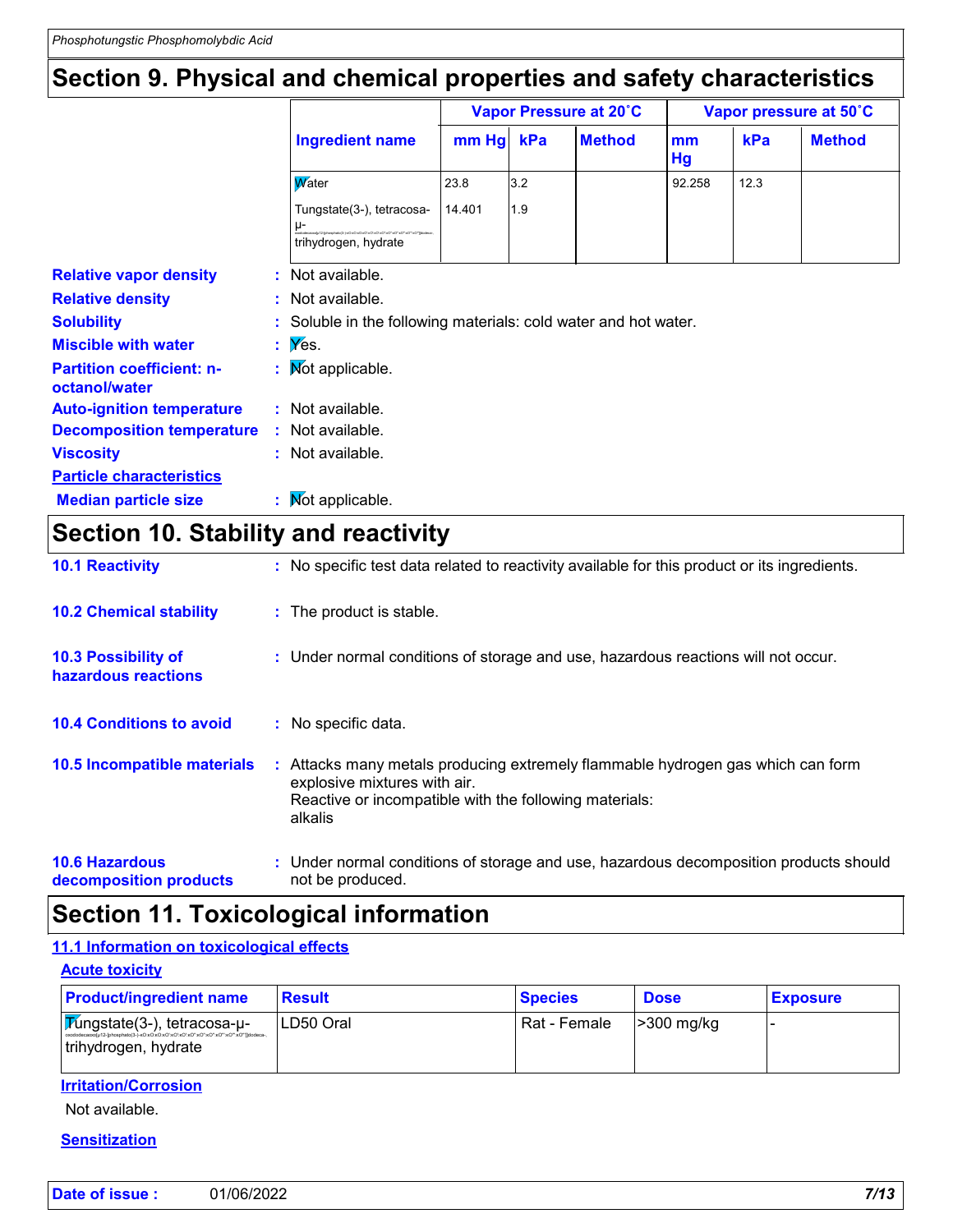## Section 9. Physical and chemical properties and safety characteristics

| Ingredient name | Vapor Pressure at 20˚C | | | Vapor pressure at 50˚C | | |
|---|---|---|---|---|---|---|
| | mm Hg | kPa | Method | mm Hg | kPa | Method |
| Water | 23.8 | 3.2 | | 92.258 | 12.3 | |
| Tungstate(3-), tetracosa-μ-oxododecaoxo[μ12-[phosphato(3-)-κO:κO:κO:κO':κO':κO':κO'':κO'':κO'':κO''':κO''':κO''']]dodeca-, trihydrogen, hydrate | 14.401 | 1.9 | | | | |

**Relative vapor density** : Not available.

**Relative density** : Not available.

**Solubility** : Soluble in the following materials: cold water and hot water.

**Miscible with water** : Yes.

**Partition coefficient: n-octanol/water** : Not applicable.

**Auto-ignition temperature** : Not available.

**Decomposition temperature** : Not available.

**Viscosity** : Not available.

**Particle characteristics**

**Median particle size** : Not applicable.

## Section 10. Stability and reactivity

**10.1 Reactivity** : No specific test data related to reactivity available for this product or its ingredients.

**10.2 Chemical stability** : The product is stable.

**10.3 Possibility of hazardous reactions** : Under normal conditions of storage and use, hazardous reactions will not occur.

**10.4 Conditions to avoid** : No specific data.

**10.5 Incompatible materials** : Attacks many metals producing extremely flammable hydrogen gas which can form explosive mixtures with air.
Reactive or incompatible with the following materials:
alkalis

**10.6 Hazardous decomposition products** : Under normal conditions of storage and use, hazardous decomposition products should not be produced.

## Section 11. Toxicological information

### 11.1 Information on toxicological effects

**Acute toxicity**

| Product/ingredient name | Result | Species | Dose | Exposure |
|---|---|---|---|---|
| Tungstate(3-), tetracosa-μ-oxododecaoxo[μ12-[phosphato(3-)-κO:κO:κO:κO':κO':κO':κO'':κO'':κO'':κO''':κO''':κO''']]dodeca-, trihydrogen, hydrate | LD50 Oral | Rat - Female | >300 mg/kg | - |

**Irritation/Corrosion**

Not available.

**Sensitization**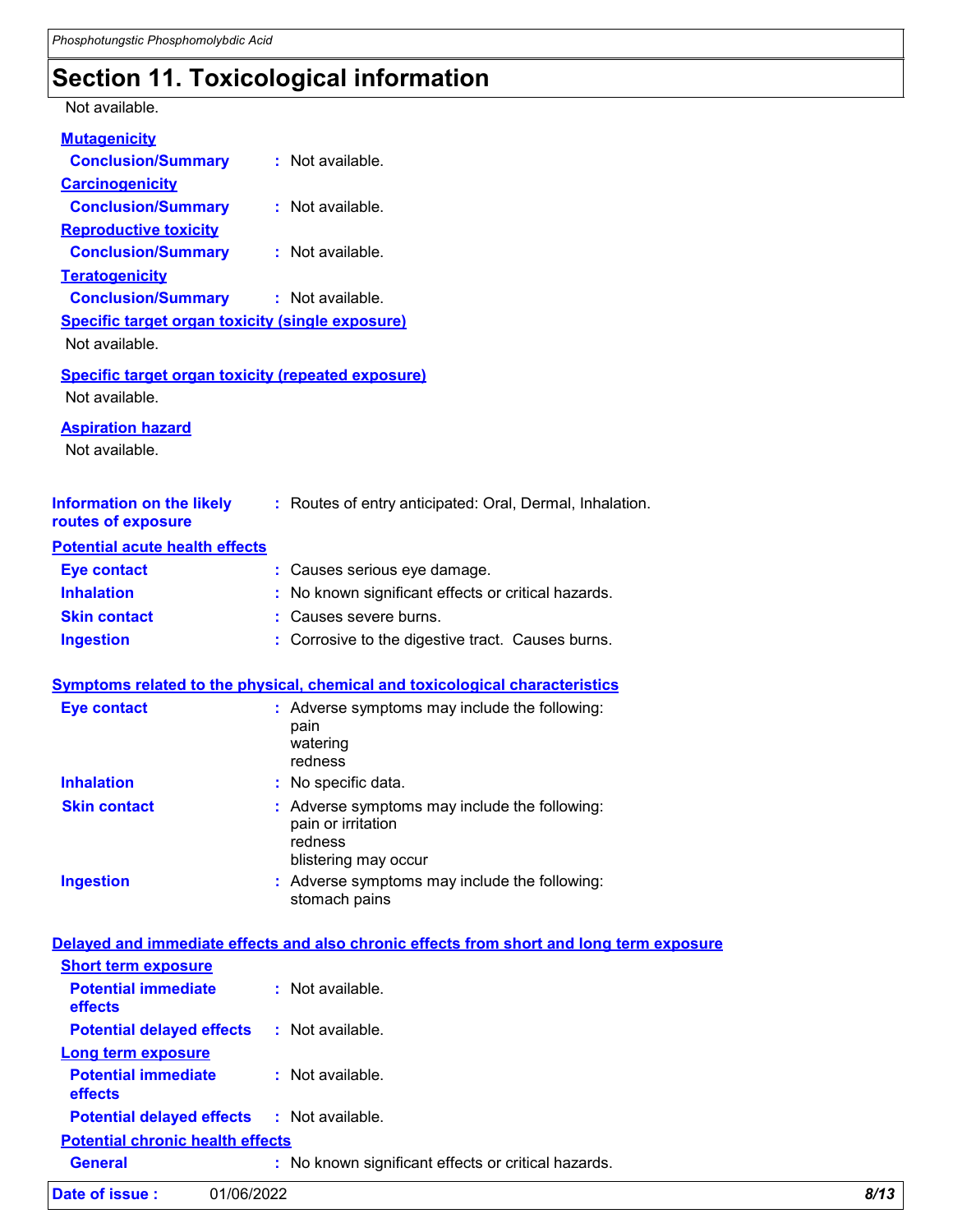## Section 11. Toxicological information

Not available.

**Mutagenicity**

**Conclusion/Summary** : Not available.

**Carcinogenicity**

**Conclusion/Summary** : Not available.

**Reproductive toxicity**

**Conclusion/Summary** : Not available.

**Teratogenicity**

**Conclusion/Summary** : Not available.

**Specific target organ toxicity (single exposure)**

Not available.

**Specific target organ toxicity (repeated exposure)**

Not available.

**Aspiration hazard**

Not available.

**Information on the likely routes of exposure** : Routes of entry anticipated: Oral, Dermal, Inhalation.

**Potential acute health effects**

**Eye contact** : Causes serious eye damage.

**Inhalation** : No known significant effects or critical hazards.

**Skin contact** : Causes severe burns.

**Ingestion** : Corrosive to the digestive tract. Causes burns.

**Symptoms related to the physical, chemical and toxicological characteristics**

**Eye contact** : Adverse symptoms may include the following:
pain
watering
redness

**Inhalation** : No specific data.

**Skin contact** : Adverse symptoms may include the following:
pain or irritation
redness
blistering may occur

**Ingestion** : Adverse symptoms may include the following:
stomach pains

**Delayed and immediate effects and also chronic effects from short and long term exposure**

**Short term exposure**

**Potential immediate effects** : Not available.

**Potential delayed effects** : Not available.

**Long term exposure**

**Potential immediate effects** : Not available.

**Potential delayed effects** : Not available.

**Potential chronic health effects**

**General** : No known significant effects or critical hazards.

**Date of issue :** 01/06/2022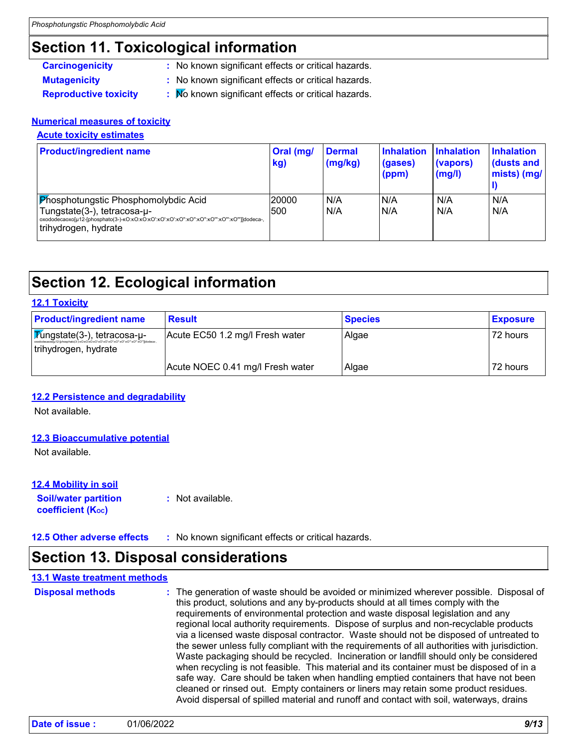# Section 11. Toxicological information

**Carcinogenicity** : No known significant effects or critical hazards.

**Mutagenicity** : No known significant effects or critical hazards.

**Reproductive toxicity** : No known significant effects or critical hazards.

### Numerical measures of toxicity

#### Acute toxicity estimates

| Product/ingredient name | Oral (mg/kg) | Dermal (mg/kg) | Inhalation (gases) (ppm) | Inhalation (vapors) (mg/l) | Inhalation (dusts and mists) (mg/l) |
|---|---|---|---|---|---|
| Phosphotungstic Phosphomolybdic Acid | 20000 | N/A | N/A | N/A | N/A |
| Tungstate(3-), tetracosa-μ-oxododecaoxo[μ12-[phosphato(3-)-κO:κO:κO:κO':κO':κO':κO'':κO'':κO'':κO''':κO''':κO''']]dodeca-, trihydrogen, hydrate | 500 | N/A | N/A | N/A | N/A |

# Section 12. Ecological information

### 12.1 Toxicity

| Product/ingredient name | Result | Species | Exposure |
|---|---|---|---|
| Tungstate(3-), tetracosa-μ-oxododecaoxo[μ12-[phosphato(3-)-κO:κO:κO:κO':κO':κO':κO'':κO'':κO'':κO''':κO''':κO''']]dodeca-, trihydrogen, hydrate | Acute EC50 1.2 mg/l Fresh water | Algae | 72 hours |
| | Acute NOEC 0.41 mg/l Fresh water | Algae | 72 hours |

### 12.2 Persistence and degradability

Not available.

### 12.3 Bioaccumulative potential

Not available.

### 12.4 Mobility in soil

**Soil/water partition coefficient ($K_{OC}$)** : Not available.

**12.5 Other adverse effects** : No known significant effects or critical hazards.

# Section 13. Disposal considerations

### 13.1 Waste treatment methods

**Disposal methods** : The generation of waste should be avoided or minimized wherever possible. Disposal of this product, solutions and any by-products should at all times comply with the requirements of environmental protection and waste disposal legislation and any regional local authority requirements. Dispose of surplus and non-recyclable products via a licensed waste disposal contractor. Waste should not be disposed of untreated to the sewer unless fully compliant with the requirements of all authorities with jurisdiction. Waste packaging should be recycled. Incineration or landfill should only be considered when recycling is not feasible. This material and its container must be disposed of in a safe way. Care should be taken when handling emptied containers that have not been cleaned or rinsed out. Empty containers or liners may retain some product residues. Avoid dispersal of spilled material and runoff and contact with soil, waterways, drains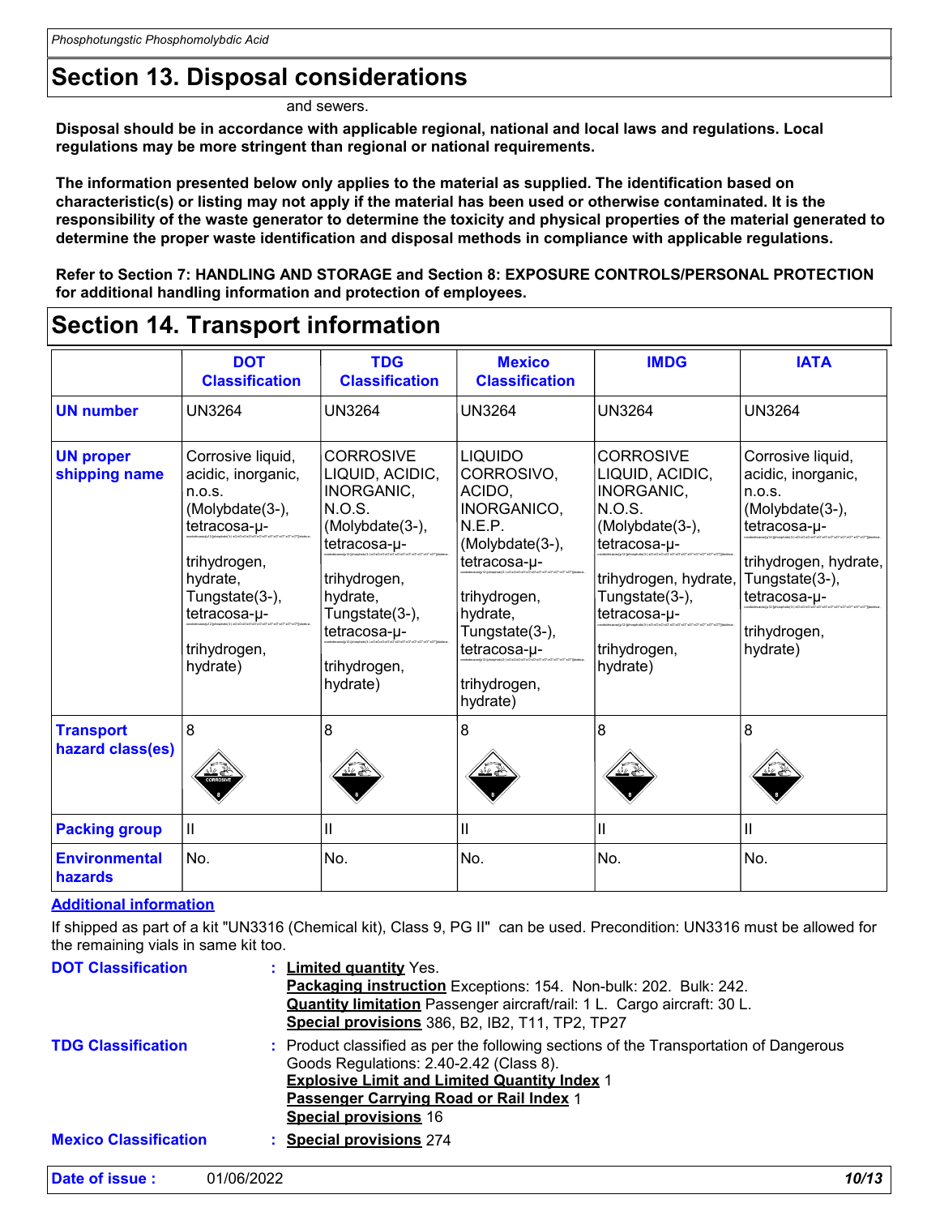## Section 13. Disposal considerations

and sewers.

**Disposal should be in accordance with applicable regional, national and local laws and regulations. Local regulations may be more stringent than regional or national requirements.**

**The information presented below only applies to the material as supplied. The identification based on characteristic(s) or listing may not apply if the material has been used or otherwise contaminated. It is the responsibility of the waste generator to determine the toxicity and physical properties of the material generated to determine the proper waste identification and disposal methods in compliance with applicable regulations.**

**Refer to Section 7: HANDLING AND STORAGE and Section 8: EXPOSURE CONTROLS/PERSONAL PROTECTION for additional handling information and protection of employees.**

## Section 14. Transport information

| | DOT Classification | TDG Classification | Mexico Classification | IMDG | IATA |
|---|---|---|---|---|---|
| **UN number** | UN3264 | UN3264 | UN3264 | UN3264 | UN3264 |
| **UN proper shipping name** | Corrosive liquid, acidic, inorganic, n.o.s. (Molybdate(3-), tetracosa-μ-oxododecaoxo[μ12-[phosphato(3-)-...]]dodeca-... trihydrogen, hydrate, Tungstate(3-), tetracosa-μ-oxododecaoxo[μ12-[phosphato(3-)-...]]dodeca-... trihydrogen, hydrate) | CORROSIVE LIQUID, ACIDIC, INORGANIC, N.O.S. (Molybdate(3-), tetracosa-μ-oxododecaoxo[μ12-[phosphato(3-)-...]]dodeca-... trihydrogen, hydrate, Tungstate(3-), tetracosa-μ-oxododecaoxo[μ12-[phosphato(3-)-...]]dodeca-... trihydrogen, hydrate) | LIQUIDO CORROSIVO, ACIDO, INORGANICO, N.E.P. (Molybdate(3-), tetracosa-μ-oxododecaoxo[μ12-[phosphato(3-)-...]]dodeca-... trihydrogen, hydrate, Tungstate(3-), tetracosa-μ-oxododecaoxo[μ12-[phosphato(3-)-...]]dodeca-... trihydrogen, hydrate) | CORROSIVE LIQUID, ACIDIC, INORGANIC, N.O.S. (Molybdate(3-), tetracosa-μ-oxododecaoxo[μ12-[phosphato(3-)-...]]dodeca-... trihydrogen, hydrate, Tungstate(3-), tetracosa-μ-oxododecaoxo[μ12-[phosphato(3-)-...]]dodeca-... trihydrogen, hydrate) | Corrosive liquid, acidic, inorganic, n.o.s. (Molybdate(3-), tetracosa-μ-oxododecaoxo[μ12-[phosphato(3-)-...]]dodeca-... trihydrogen, hydrate, Tungstate(3-), tetracosa-μ-oxododecaoxo[μ12-[phosphato(3-)-...]]dodeca-... trihydrogen, hydrate) |
| **Transport hazard class(es)** | 8 | 8 | 8 | 8 | 8 |
| **Packing group** | II | II | II | II | II |
| **Environmental hazards** | No. | No. | No. | No. | No. |

**Additional information**

If shipped as part of a kit "UN3316 (Chemical kit), Class 9, PG II" can be used. Precondition: UN3316 must be allowed for the remaining vials in same kit too.

**DOT Classification** : **Limited quantity** Yes.
**Packaging instruction** Exceptions: 154. Non-bulk: 202. Bulk: 242.
**Quantity limitation** Passenger aircraft/rail: 1 L. Cargo aircraft: 30 L.
**Special provisions** 386, B2, IB2, T11, TP2, TP27

**TDG Classification** : Product classified as per the following sections of the Transportation of Dangerous Goods Regulations: 2.40-2.42 (Class 8).
**Explosive Limit and Limited Quantity Index** 1
**Passenger Carrying Road or Rail Index** 1
**Special provisions** 16

**Mexico Classification** : **Special provisions** 274

**Date of issue :** 01/06/2022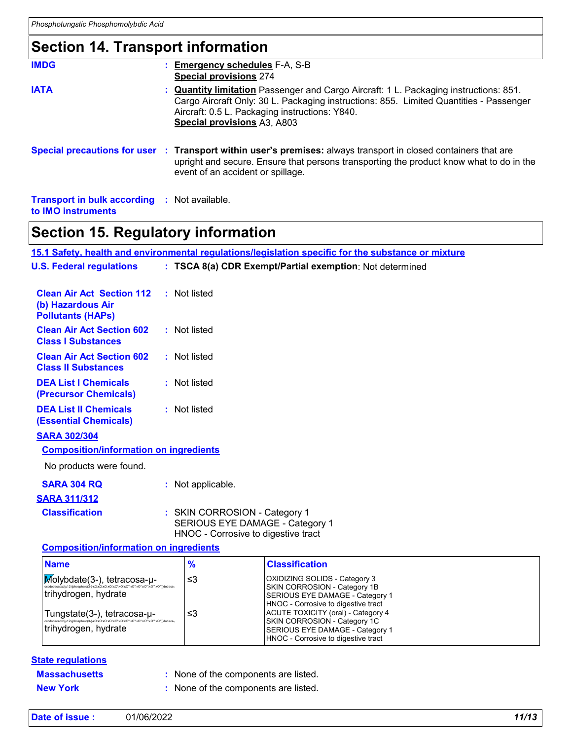## Section 14. Transport information

**IMDG** : **Emergency schedules** F-A, S-B
**Special provisions** 274

**IATA** : **Quantity limitation** Passenger and Cargo Aircraft: 1 L. Packaging instructions: 851. Cargo Aircraft Only: 30 L. Packaging instructions: 855. Limited Quantities - Passenger Aircraft: 0.5 L. Packaging instructions: Y840.
**Special provisions** A3, A803

**Special precautions for user** : **Transport within user's premises:** always transport in closed containers that are upright and secure. Ensure that persons transporting the product know what to do in the event of an accident or spillage.

**Transport in bulk according to IMO instruments** : Not available.

## Section 15. Regulatory information

**15.1 Safety, health and environmental regulations/legislation specific for the substance or mixture**

**U.S. Federal regulations** : **TSCA 8(a) CDR Exempt/Partial exemption**: Not determined

**Clean Air Act Section 112 (b) Hazardous Air Pollutants (HAPs)** : Not listed

**Clean Air Act Section 602 Class I Substances** : Not listed

**Clean Air Act Section 602 Class II Substances** : Not listed

**DEA List I Chemicals (Precursor Chemicals)** : Not listed

**DEA List II Chemicals (Essential Chemicals)** : Not listed

**SARA 302/304**

**Composition/information on ingredients**

No products were found.

**SARA 304 RQ** : Not applicable.

**SARA 311/312**

**Classification** : SKIN CORROSION - Category 1
SERIOUS EYE DAMAGE - Category 1
HNOC - Corrosive to digestive tract

**Composition/information on ingredients**

| Name | % | Classification |
|---|---|---|
| Molybdate(3-), tetracosa-μ-oxododecaoxo[μ12-[phosphato(3-)-κO:κO:κO:κO':κO':κO':κO'':κO'':κO'':κO''':κO''':κO''']]dodeca-, trihydrogen, hydrate | ≤3 | OXIDIZING SOLIDS - Category 3<br>SKIN CORROSION - Category 1B<br>SERIOUS EYE DAMAGE - Category 1<br>HNOC - Corrosive to digestive tract |
| Tungstate(3-), tetracosa-μ-oxododecaoxo[μ12-[phosphato(3-)-κO:κO:κO:κO':κO':κO':κO'':κO'':κO'':κO''':κO''':κO''']]dodeca-, trihydrogen, hydrate | ≤3 | ACUTE TOXICITY (oral) - Category 4<br>SKIN CORROSION - Category 1C<br>SERIOUS EYE DAMAGE - Category 1<br>HNOC - Corrosive to digestive tract |

**State regulations**

**Massachusetts** : None of the components are listed.

**New York** : None of the components are listed.

**Date of issue :** 01/06/2022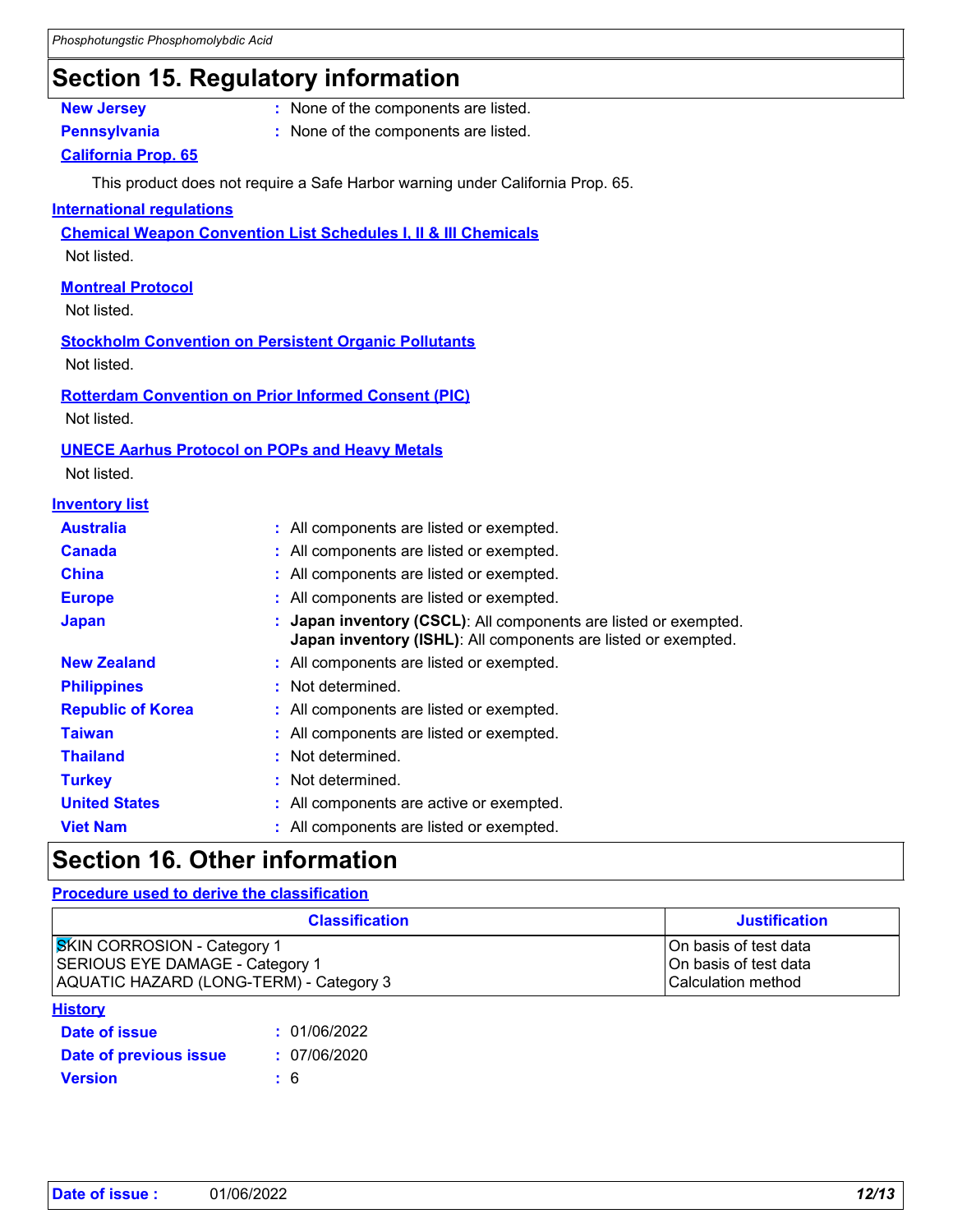## Section 15. Regulatory information

**New Jersey** : None of the components are listed.

**Pennsylvania** : None of the components are listed.

**California Prop. 65**

This product does not require a Safe Harbor warning under California Prop. 65.

**International regulations**

**Chemical Weapon Convention List Schedules I, II & III Chemicals**

Not listed.

**Montreal Protocol**

Not listed.

**Stockholm Convention on Persistent Organic Pollutants**

Not listed.

**Rotterdam Convention on Prior Informed Consent (PIC)**

Not listed.

**UNECE Aarhus Protocol on POPs and Heavy Metals**

Not listed.

**Inventory list**

**Australia** : All components are listed or exempted.

**Canada** : All components are listed or exempted.

**China** : All components are listed or exempted.

**Europe** : All components are listed or exempted.

**Japan** : **Japan inventory (CSCL)**: All components are listed or exempted.
**Japan inventory (ISHL)**: All components are listed or exempted.

**New Zealand** : All components are listed or exempted.

**Philippines** : Not determined.

**Republic of Korea** : All components are listed or exempted.

**Taiwan** : All components are listed or exempted.

**Thailand** : Not determined.

**Turkey** : Not determined.

**United States** : All components are active or exempted.

**Viet Nam** : All components are listed or exempted.

## Section 16. Other information

**Procedure used to derive the classification**

| Classification | Justification |
|---|---|
| SKIN CORROSION - Category 1 | On basis of test data |
| SERIOUS EYE DAMAGE - Category 1 | On basis of test data |
| AQUATIC HAZARD (LONG-TERM) - Category 3 | Calculation method |

**History**

**Date of issue** : 01/06/2022

**Date of previous issue** : 07/06/2020

**Version** : 6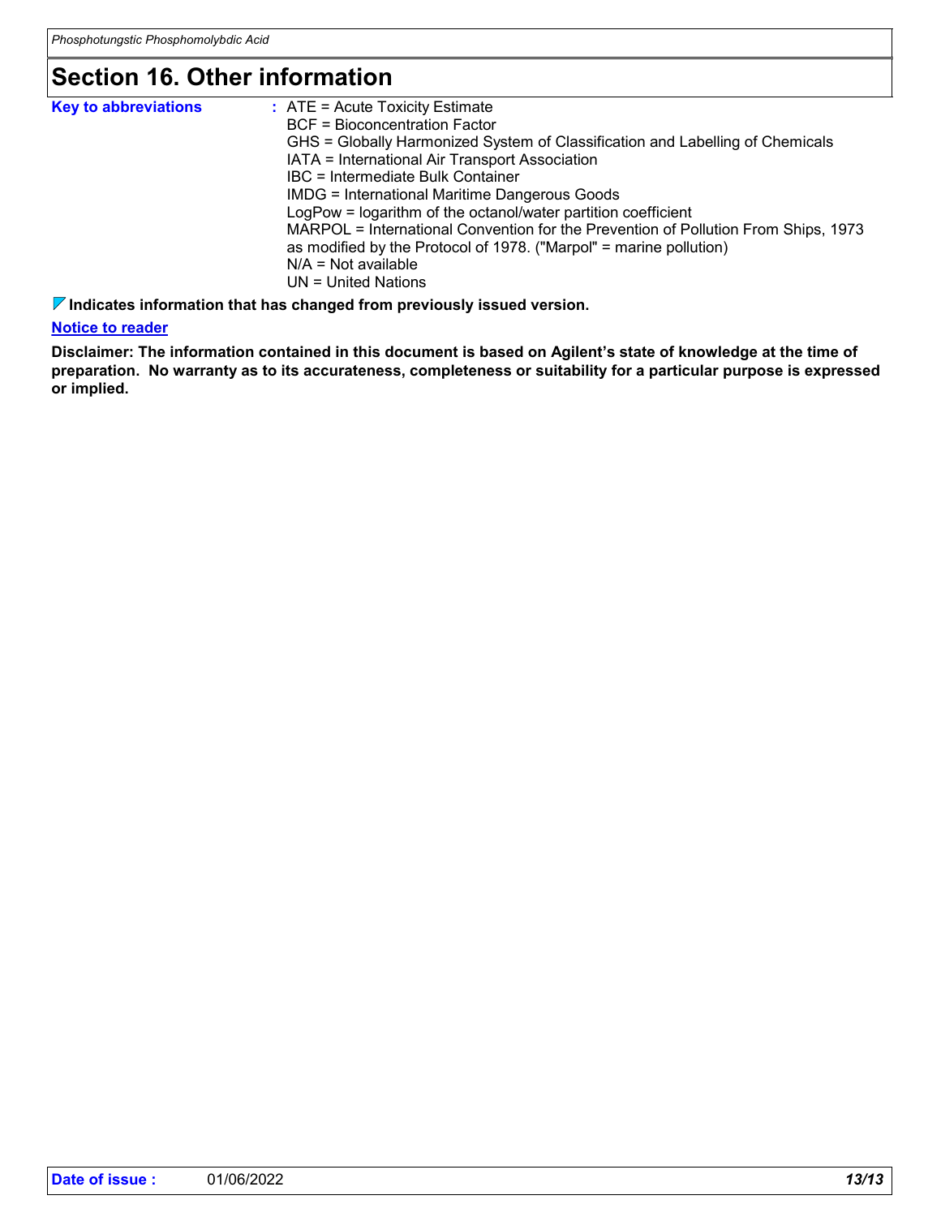## Section 16. Other information

**Key to abbreviations** : ATE = Acute Toxicity Estimate
BCF = Bioconcentration Factor
GHS = Globally Harmonized System of Classification and Labelling of Chemicals
IATA = International Air Transport Association
IBC = Intermediate Bulk Container
IMDG = International Maritime Dangerous Goods
LogPow = logarithm of the octanol/water partition coefficient
MARPOL = International Convention for the Prevention of Pollution From Ships, 1973 as modified by the Protocol of 1978. ("Marpol" = marine pollution)
N/A = Not available
UN = United Nations

**Indicates information that has changed from previously issued version.**

**Notice to reader**

**Disclaimer: The information contained in this document is based on Agilent's state of knowledge at the time of preparation. No warranty as to its accurateness, completeness or suitability for a particular purpose is expressed or implied.**

**Date of issue :** 01/06/2022